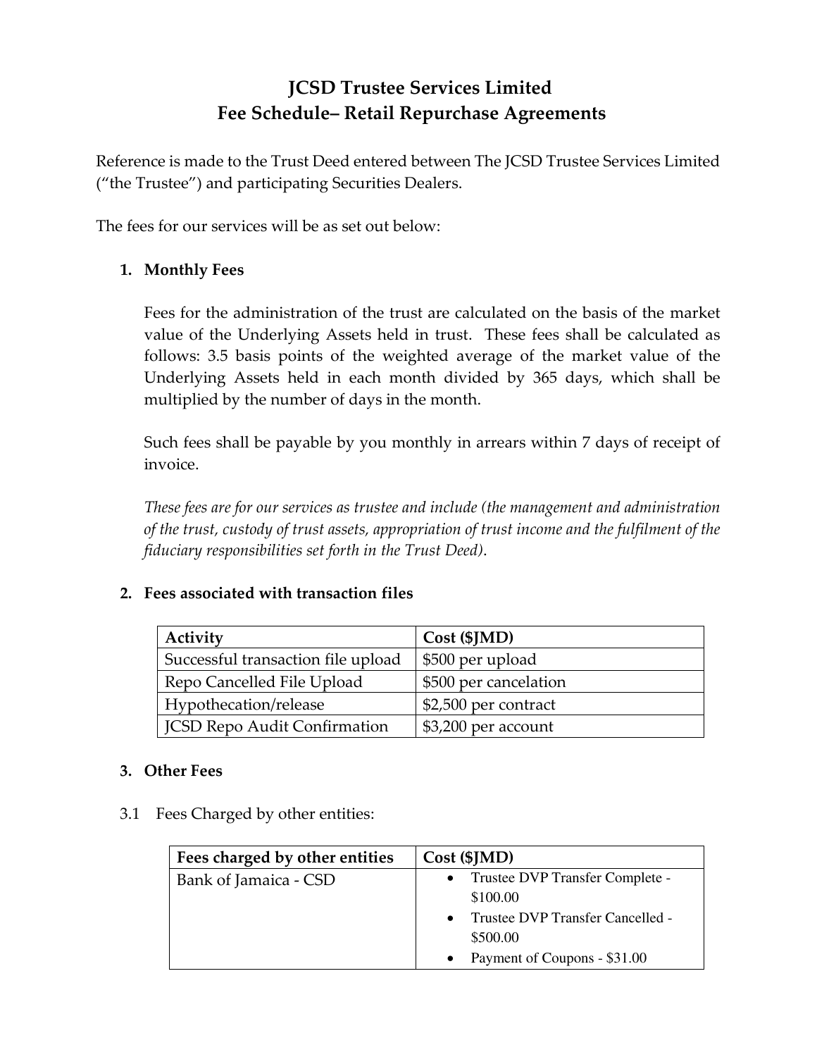# JCSD Trustee Services Limited
# Fee Schedule– Retail Repurchase Agreements

Reference is made to the Trust Deed entered between The JCSD Trustee Services Limited ("the Trustee") and participating Securities Dealers.

The fees for our services will be as set out below:

1. **Monthly Fees**

   Fees for the administration of the trust are calculated on the basis of the market value of the Underlying Assets held in trust. These fees shall be calculated as follows: 3.5 basis points of the weighted average of the market value of the Underlying Assets held in each month divided by 365 days, which shall be multiplied by the number of days in the month.

   Such fees shall be payable by you monthly in arrears within 7 days of receipt of invoice.

   *These fees are for our services as trustee and include (the management and administration of the trust, custody of trust assets, appropriation of trust income and the fulfilment of the fiduciary responsibilities set forth in the Trust Deed)*.

2. **Fees associated with transaction files**

| Activity | Cost ($JMD) |
|---|---|
| Successful transaction file upload | $500 per upload |
| Repo Cancelled File Upload | $500 per cancelation |
| Hypothecation/release | $2,500 per contract |
| JCSD Repo Audit Confirmation | $3,200 per account |

3. **Other Fees**

3.1 Fees Charged by other entities:

| Fees charged by other entities | Cost ($JMD) |
|---|---|
| Bank of Jamaica - CSD | • Trustee DVP Transfer Complete - $100.00<br>• Trustee DVP Transfer Cancelled - $500.00<br>• Payment of Coupons - $31.00 |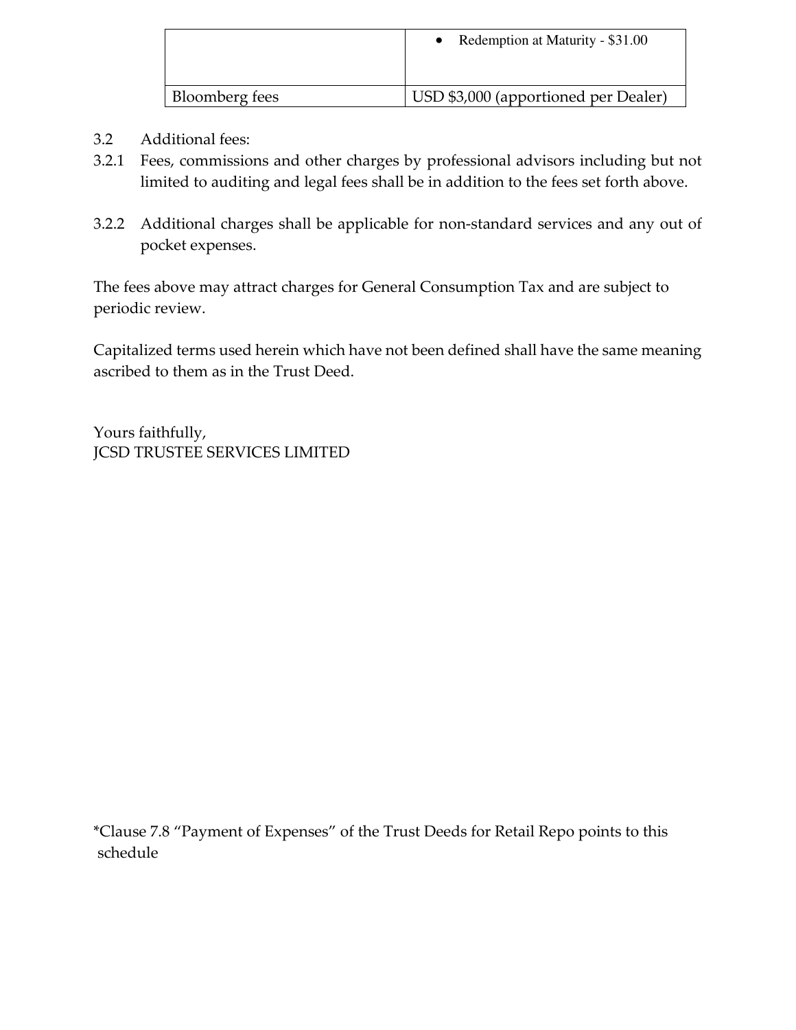| | |
|---|---|
| | • Redemption at Maturity - $31.00 |
| Bloomberg fees | USD $3,000 (apportioned per Dealer) |

3.2 Additional fees:

3.2.1 Fees, commissions and other charges by professional advisors including but not limited to auditing and legal fees shall be in addition to the fees set forth above.

3.2.2 Additional charges shall be applicable for non-standard services and any out of pocket expenses.

The fees above may attract charges for General Consumption Tax and are subject to periodic review.

Capitalized terms used herein which have not been defined shall have the same meaning ascribed to them as in the Trust Deed.

Yours faithfully,
JCSD TRUSTEE SERVICES LIMITED

*Clause 7.8 “Payment of Expenses” of the Trust Deeds for Retail Repo points to this schedule